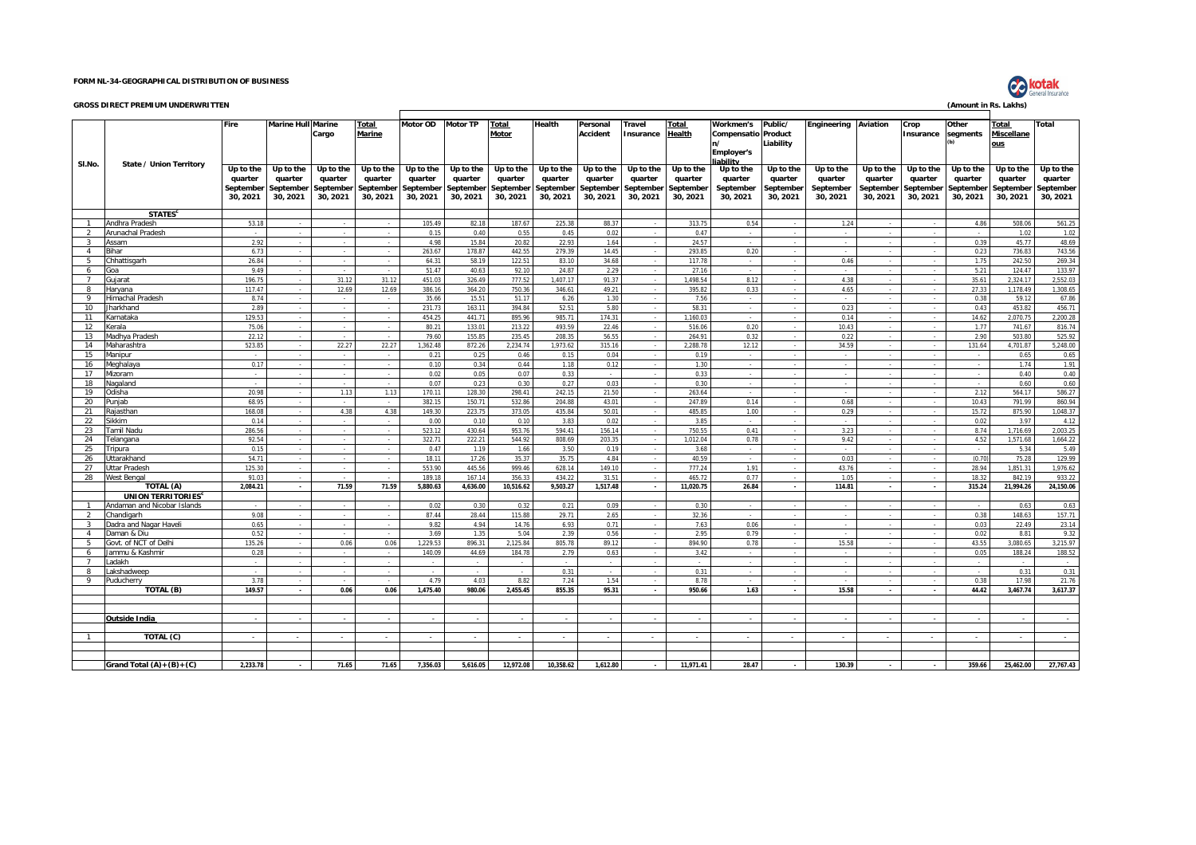**FORM NL-34-GEOGRAPHICAL DISTRIBUTION OF BUSINESS**

**GROSS DIRECT PREMIUM UNDERWRITTEN**

**(Amount in Rs. Lakhs)**

| Sl.No. | State / Union Territory | Fire | Marine Hull | Marine Cargo | Total Marine | Motor OD | Motor TP | Total Motor | Health | Personal Accident | Travel Insurance | Total Health | Workmen's Compensation/ Employer's liability | Public/ Product Liability | Engineering | Aviation | Crop Insurance | Other segments (b) | Total Miscellaneous | Total |
|---|---|---|---|---|---|---|---|---|---|---|---|---|---|---|---|---|---|---|---|---|
| | | Up to the quarter September 30, 2021 | Up to the quarter September 30, 2021 | Up to the quarter September 30, 2021 | Up to the quarter September 30, 2021 | Up to the quarter September 30, 2021 | Up to the quarter September 30, 2021 | Up to the quarter September 30, 2021 | Up to the quarter September 30, 2021 | Up to the quarter September 30, 2021 | Up to the quarter September 30, 2021 | Up to the quarter September 30, 2021 | Up to the quarter September 30, 2021 | Up to the quarter September 30, 2021 | Up to the quarter September 30, 2021 | Up to the quarter September 30, 2021 | Up to the quarter September 30, 2021 | Up to the quarter September 30, 2021 | Up to the quarter September 30, 2021 | Up to the quarter September 30, 2021 |
| | **STATES[c]** | | | | | | | | | | | | | | | | | | | |
| 1 | Andhra Pradesh | 53.18 | - | - | - | 105.49 | 82.18 | 187.67 | 225.38 | 88.37 | - | 313.75 | 0.54 | - | 1.24 | - | - | 4.86 | 508.06 | 561.25 |
| 2 | Arunachal Pradesh | - | - | - | - | 0.15 | 0.40 | 0.55 | 0.45 | 0.02 | - | 0.47 | - | - | - | - | - | - | 1.02 | 1.02 |
| 3 | Assam | 2.92 | - | - | - | 4.98 | 15.84 | 20.82 | 22.93 | 1.64 | - | 24.57 | - | - | - | - | - | 0.39 | 45.77 | 48.69 |
| 4 | Bihar | 6.73 | - | - | - | 263.67 | 178.87 | 442.55 | 279.39 | 14.45 | - | 293.85 | 0.20 | - | - | - | - | 0.23 | 736.83 | 743.56 |
| 5 | Chhattisgarh | 26.84 | - | - | - | 64.31 | 58.19 | 122.51 | 83.10 | 34.68 | - | 117.78 | - | - | 0.46 | - | - | 1.75 | 242.50 | 269.34 |
| 6 | Goa | 9.49 | - | - | - | 51.47 | 40.63 | 92.10 | 24.87 | 2.29 | - | 27.16 | - | - | - | - | - | 5.21 | 124.47 | 133.97 |
| 7 | Gujarat | 196.75 | - | 31.12 | 31.12 | 451.03 | 326.49 | 777.52 | 1,407.17 | 91.37 | - | 1,498.54 | 8.12 | - | 4.38 | - | - | 35.61 | 2,324.17 | 2,552.03 |
| 8 | Haryana | 117.47 | - | 12.69 | 12.69 | 386.16 | 364.20 | 750.36 | 346.61 | 49.21 | - | 395.82 | 0.33 | - | 4.65 | - | - | 27.33 | 1,178.49 | 1,308.65 |
| 9 | Himachal Pradesh | 8.74 | - | - | - | 35.66 | 15.51 | 51.17 | 6.26 | 1.30 | - | 7.56 | - | - | - | - | - | 0.38 | 59.12 | 67.86 |
| 10 | Jharkhand | 2.89 | - | - | - | 231.73 | 163.11 | 394.84 | 52.51 | 5.80 | - | 58.31 | - | - | 0.23 | - | - | 0.43 | 453.82 | 456.71 |
| 11 | Karnataka | 129.53 | - | - | - | 454.25 | 441.71 | 895.96 | 985.71 | 174.31 | - | 1,160.03 | - | - | 0.14 | - | - | 14.62 | 2,070.75 | 2,200.28 |
| 12 | Kerala | 75.06 | - | - | - | 80.21 | 133.01 | 213.22 | 493.59 | 22.46 | - | 516.06 | 0.20 | - | 10.43 | - | - | 1.77 | 741.67 | 816.74 |
| 13 | Madhya Pradesh | 22.12 | - | - | - | 79.60 | 155.85 | 235.45 | 208.35 | 56.55 | - | 264.91 | 0.32 | - | 0.22 | - | - | 2.90 | 503.80 | 525.92 |
| 14 | Maharashtra | 523.85 | - | 22.27 | 22.27 | 1,362.48 | 872.26 | 2,234.74 | 1,973.62 | 315.16 | - | 2,288.78 | 12.12 | - | 34.59 | - | - | 131.64 | 4,701.87 | 5,248.00 |
| 15 | Manipur | - | - | - | - | 0.21 | 0.25 | 0.46 | 0.15 | 0.04 | - | 0.19 | - | - | - | - | - | - | 0.65 | 0.65 |
| 16 | Meghalaya | 0.17 | - | - | - | 0.10 | 0.34 | 0.44 | 1.18 | 0.12 | - | 1.30 | - | - | - | - | - | - | 1.74 | 1.91 |
| 17 | Mizoram | - | - | - | - | 0.02 | 0.05 | 0.07 | 0.33 | - | - | 0.33 | - | - | - | - | - | - | 0.40 | 0.40 |
| 18 | Nagaland | - | - | - | - | 0.07 | 0.23 | 0.30 | 0.27 | 0.03 | - | 0.30 | - | - | - | - | - | - | 0.60 | 0.60 |
| 19 | Odisha | 20.98 | - | 1.13 | 1.13 | 170.11 | 128.30 | 298.41 | 242.15 | 21.50 | - | 263.64 | - | - | - | - | - | 2.12 | 564.17 | 586.27 |
| 20 | Punjab | 68.95 | - | - | - | 382.15 | 150.71 | 532.86 | 204.88 | 43.01 | - | 247.89 | 0.14 | - | 0.68 | - | - | 10.43 | 791.99 | 860.94 |
| 21 | Rajasthan | 168.08 | - | 4.38 | 4.38 | 149.30 | 223.75 | 373.05 | 435.84 | 50.01 | - | 485.85 | 1.00 | - | 0.29 | - | - | 15.72 | 875.90 | 1,048.37 |
| 22 | Sikkim | 0.14 | - | - | - | 0.00 | 0.10 | 0.10 | 3.83 | 0.02 | - | 3.85 | - | - | - | - | - | 0.02 | 3.97 | 4.12 |
| 23 | Tamil Nadu | 286.56 | - | - | - | 523.12 | 430.64 | 953.76 | 594.41 | 156.14 | - | 750.55 | 0.41 | - | 3.23 | - | - | 8.74 | 1,716.69 | 2,003.25 |
| 24 | Telangana | 92.54 | - | - | - | 322.71 | 222.21 | 544.92 | 808.69 | 203.35 | - | 1,012.04 | 0.78 | - | 9.42 | - | - | 4.52 | 1,571.68 | 1,664.22 |
| 25 | Tripura | 0.15 | - | - | - | 0.47 | 1.19 | 1.66 | 3.50 | 0.19 | - | 3.68 | - | - | - | - | - | - | 5.34 | 5.49 |
| 26 | Uttarakhand | 54.71 | - | - | - | 18.11 | 17.26 | 35.37 | 35.75 | 4.84 | - | 40.59 | - | - | 0.03 | - | - | (0.70) | 75.28 | 129.99 |
| 27 | Uttar Pradesh | 125.30 | - | - | - | 553.90 | 445.56 | 999.46 | 628.14 | 149.10 | - | 777.24 | 1.91 | - | 43.76 | - | - | 28.94 | 1,851.31 | 1,976.62 |
| 28 | West Bengal | 91.03 | - | - | - | 189.18 | 167.14 | 356.33 | 434.22 | 31.51 | - | 465.72 | 0.77 | - | 1.05 | - | - | 18.32 | 842.19 | 933.22 |
| | **TOTAL (A)** | **2,084.21** | **-** | **71.59** | **71.59** | **5,880.63** | **4,636.00** | **10,516.62** | **9,503.27** | **1,517.48** | **-** | **11,020.75** | **26.84** | **-** | **114.81** | **-** | **-** | **315.24** | **21,994.26** | **24,150.06** |
| | **UNION TERRITORIES[c]** | | | | | | | | | | | | | | | | | | | |
| 1 | Andaman and Nicobar Islands | - | - | - | - | 0.02 | 0.30 | 0.32 | 0.21 | 0.09 | - | 0.30 | - | - | - | - | - | - | 0.63 | 0.63 |
| 2 | Chandigarh | 9.08 | - | - | - | 87.44 | 28.44 | 115.88 | 29.71 | 2.65 | - | 32.36 | - | - | - | - | - | 0.38 | 148.63 | 157.71 |
| 3 | Dadra and Nagar Haveli | 0.65 | - | - | - | 9.82 | 4.94 | 14.76 | 6.93 | 0.71 | - | 7.63 | 0.06 | - | - | - | - | 0.03 | 22.49 | 23.14 |
| 4 | Daman & Diu | 0.52 | - | - | - | 3.69 | 1.35 | 5.04 | 2.39 | 0.56 | - | 2.95 | 0.79 | - | - | - | - | 0.02 | 8.81 | 9.32 |
| 5 | Govt. of NCT of Delhi | 135.26 | - | 0.06 | 0.06 | 1,229.53 | 896.31 | 2,125.84 | 805.78 | 89.12 | - | 894.90 | 0.78 | - | 15.58 | - | - | 43.55 | 3,080.65 | 3,215.97 |
| 6 | Jammu & Kashmir | 0.28 | - | - | - | 140.09 | 44.69 | 184.78 | 2.79 | 0.63 | - | 3.42 | - | - | - | - | - | 0.05 | 188.24 | 188.52 |
| 7 | Ladakh | - | - | - | - | - | - | - | - | - | - | - | - | - | - | - | - | - | - | - |
| 8 | Lakshadweep | - | - | - | - | - | - | - | 0.31 | - | - | 0.31 | - | - | - | - | - | - | 0.31 | 0.31 |
| 9 | Puducherry | 3.78 | - | - | - | 4.79 | 4.03 | 8.82 | 7.24 | 1.54 | - | 8.78 | - | - | - | - | - | 0.38 | 17.98 | 21.76 |
| | **TOTAL (B)** | **149.57** | **-** | **0.06** | **0.06** | **1,475.40** | **980.06** | **2,455.45** | **855.35** | **95.31** | **-** | **950.66** | **1.63** | **-** | **15.58** | **-** | **-** | **44.42** | **3,467.74** | **3,617.37** |
| | **Outside India** | - | - | - | - | - | - | - | - | - | - | - | - | - | - | - | - | - | - | - |
| 1 | **TOTAL (C)** | - | - | - | - | - | - | - | - | - | - | - | - | - | - | - | - | - | - | - |
| | **Grand Total (A)+(B)+(C)** | **2,233.78** | **-** | **71.65** | **71.65** | **7,356.03** | **5,616.05** | **12,972.08** | **10,358.62** | **1,612.80** | **-** | **11,971.41** | **28.47** | **-** | **130.39** | **-** | **-** | **359.66** | **25,462.00** | **27,767.43** |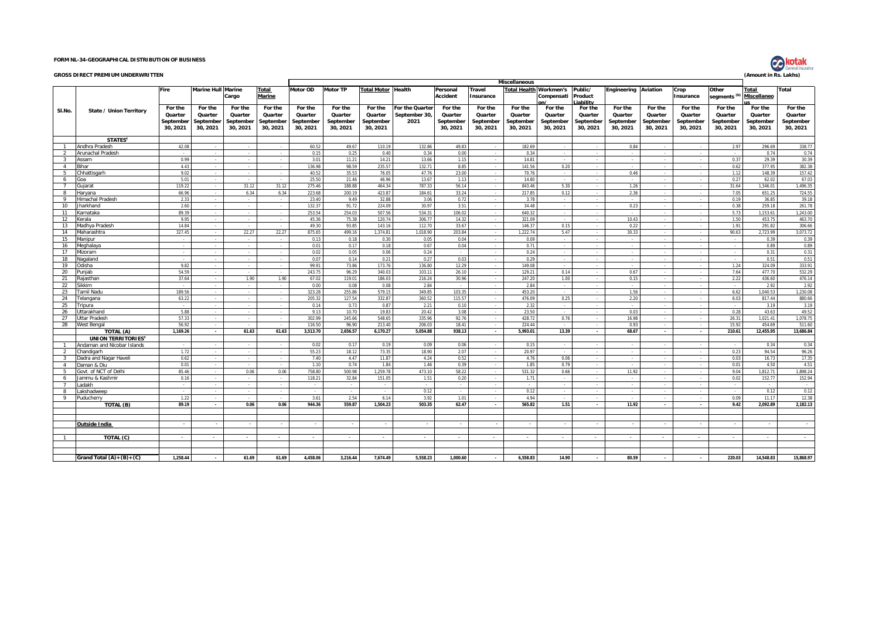**FORM NL-34-GEOGRAPHICAL DISTRIBUTION OF BUSINESS**

**GROSS DIRECT PREMIUM UNDERWRITTEN**

(Amount in Rs. Lakhs)

| Sl.No. | State / Union Territory | Fire | Marine Hull | Marine Cargo | Total Marine | Miscellaneous | | | | | | | | | | | | | | | |
|---|---|---|---|---|---|---|---|---|---|---|---|---|---|---|---|---|---|---|---|---|---|
| | | | | | | Motor OD | Motor TP | Total Motor | Health | Personal Accident | Travel Insurance | Total Health | Workmen's Compensation/ | Public/ Product Liability | Engineering | Aviation | Crop Insurance | Other segments (b) | Total Miscellaneous | Total |
| | | For the Quarter September 30, 2021 | For the Quarter September 30, 2021 | For the Quarter September 30, 2021 | For the Quarter September 30, 2021 | For the Quarter September 30, 2021 | For the Quarter September 30, 2021 | For the Quarter September 30, 2021 | For the Quarter September 30, 2021 | For the Quarter September 30, 2021 | For the Quarter September 30, 2021 | For the Quarter September 30, 2021 | For the Quarter September 30, 2021 | For the Quarter September 30, 2021 | For the Quarter September 30, 2021 | For the Quarter September 30, 2021 | For the Quarter September 30, 2021 | For the Quarter September 30, 2021 | For the Quarter September 30, 2021 | For the Quarter September 30, 2021 |
| | **STATES[c]** | | | | | | | | | | | | | | | | | | | |
| 1 | Andhra Pradesh | 42.08 | - | - | - | 60.52 | 49.67 | 110.19 | 132.86 | 49.83 | - | 182.69 | - | - | 0.84 | - | - | 2.97 | 296.69 | 338.77 |
| 2 | Arunachal Pradesh | - | - | - | - | 0.15 | 0.25 | 0.40 | 0.34 | 0.00 | - | 0.34 | - | - | - | - | - | - | 0.74 | 0.74 |
| 3 | Assam | 0.99 | - | - | - | 3.01 | 11.21 | 14.21 | 13.66 | 1.15 | - | 14.81 | - | - | - | - | - | 0.37 | 29.39 | 30.39 |
| 4 | Bihar | 4.43 | - | - | - | 136.98 | 98.59 | 235.57 | 132.71 | 8.85 | - | 141.56 | 0.20 | - | - | - | - | 0.62 | 377.95 | 382.38 |
| 5 | Chhattisgarh | 9.02 | - | - | - | 40.52 | 35.53 | 76.05 | 47.76 | 23.00 | - | 70.76 | - | - | 0.46 | - | - | 1.12 | 148.39 | 157.42 |
| 6 | Goa | 5.01 | - | - | - | 25.50 | 21.46 | 46.96 | 13.67 | 1.13 | - | 14.80 | - | - | - | - | - | 0.27 | 62.02 | 67.03 |
| 7 | Gujarat | 119.22 | - | 31.12 | 31.12 | 275.46 | 188.88 | 464.34 | 787.33 | 56.14 | - | 843.46 | 5.30 | - | 1.26 | - | - | 31.64 | 1,346.01 | 1,496.35 |
| 8 | Haryana | 66.96 | - | 6.34 | 6.34 | 223.68 | 200.19 | 423.87 | 184.61 | 33.24 | - | 217.85 | 0.12 | - | 2.36 | - | - | 7.05 | 651.25 | 724.55 |
| 9 | Himachal Pradesh | 2.33 | - | - | - | 23.40 | 9.49 | 32.88 | 3.06 | 0.72 | - | 3.78 | - | - | - | - | - | 0.19 | 36.85 | 39.18 |
| 10 | Jharkhand | 2.60 | - | - | - | 132.37 | 91.72 | 224.09 | 30.97 | 3.51 | - | 34.48 | - | - | 0.23 | - | - | 0.38 | 259.18 | 261.78 |
| 11 | Karnataka | 89.39 | - | - | - | 253.54 | 254.03 | 507.56 | 534.31 | 106.02 | - | 640.32 | - | - | - | - | - | 5.73 | 1,153.61 | 1,243.00 |
| 12 | Kerala | 9.95 | - | - | - | 45.36 | 75.38 | 120.74 | 306.77 | 14.32 | - | 321.09 | - | - | 10.43 | - | - | 1.50 | 453.75 | 463.70 |
| 13 | Madhya Pradesh | 14.84 | - | - | - | 49.30 | 93.85 | 143.16 | 112.70 | 33.67 | - | 146.37 | 0.15 | - | 0.22 | - | - | 1.91 | 291.82 | 306.66 |
| 14 | Maharashtra | 327.45 | - | 22.27 | 22.27 | 875.65 | 499.16 | 1,374.81 | 1,018.90 | 203.84 | - | 1,222.74 | 5.47 | - | 30.33 | - | - | 90.63 | 2,723.99 | 3,073.72 |
| 15 | Manipur | - | - | - | - | 0.13 | 0.18 | 0.30 | 0.05 | 0.04 | - | 0.09 | - | - | - | - | - | - | 0.39 | 0.39 |
| 16 | Meghalaya | - | - | - | - | 0.01 | 0.17 | 0.18 | 0.67 | 0.04 | - | 0.71 | - | - | - | - | - | - | 0.89 | 0.89 |
| 17 | Mizoram | - | - | - | - | 0.02 | 0.05 | 0.06 | 0.24 | - | - | 0.24 | - | - | - | - | - | - | 0.31 | 0.31 |
| 18 | Nagaland | - | - | - | - | 0.07 | 0.14 | 0.21 | 0.27 | 0.03 | - | 0.29 | - | - | - | - | - | - | 0.51 | 0.51 |
| 19 | Odisha | 9.82 | - | - | - | 99.91 | 73.86 | 173.76 | 136.80 | 12.29 | - | 149.08 | - | - | - | - | - | 1.24 | 324.09 | 333.91 |
| 20 | Punjab | 54.59 | - | - | - | 243.75 | 96.29 | 340.03 | 103.11 | 26.10 | - | 129.21 | 0.14 | - | 0.67 | - | - | 7.64 | 477.70 | 532.29 |
| 21 | Rajasthan | 37.64 | - | 1.90 | 1.90 | 67.02 | 119.01 | 186.03 | 216.24 | 30.96 | - | 247.20 | 1.00 | - | 0.15 | - | - | 2.22 | 436.60 | 476.14 |
| 22 | Sikkim | - | - | - | - | 0.00 | 0.08 | 0.08 | 2.84 | - | - | 2.84 | - | - | - | - | - | - | 2.92 | 2.92 |
| 23 | Tamil Nadu | 189.56 | - | - | - | 323.28 | 255.86 | 579.15 | 349.85 | 103.35 | - | 453.20 | - | - | 1.56 | - | - | 6.62 | 1,040.53 | 1,230.08 |
| 24 | Telangana | 63.22 | - | - | - | 205.32 | 127.54 | 332.87 | 360.52 | 115.57 | - | 476.09 | 0.25 | - | 2.20 | - | - | 6.03 | 817.44 | 880.66 |
| 25 | Tripura | - | - | - | - | 0.14 | 0.73 | 0.87 | 2.21 | 0.10 | - | 2.32 | - | - | - | - | - | - | 3.19 | 3.19 |
| 26 | Uttarakhand | 5.88 | - | - | - | 9.13 | 10.70 | 19.83 | 20.42 | 3.08 | - | 23.50 | - | - | 0.03 | - | - | 0.28 | 43.63 | 49.52 |
| 27 | Uttar Pradesh | 57.33 | - | - | - | 302.99 | 245.66 | 548.65 | 335.96 | 92.76 | - | 428.72 | 0.76 | - | 16.98 | - | - | 26.31 | 1,021.41 | 1,078.75 |
| 28 | West Bengal | 56.92 | - | - | - | 116.50 | 96.90 | 213.40 | 206.03 | 18.41 | - | 224.44 | - | - | 0.93 | - | - | 15.92 | 454.69 | 511.60 |
| | **TOTAL (A)** | **1,169.26** | **-** | **61.63** | **61.63** | **3,513.70** | **2,656.57** | **6,170.27** | **5,054.88** | **938.13** | **-** | **5,993.01** | **13.39** | **-** | **68.67** | **-** | **-** | **210.61** | **12,455.95** | **13,686.84** |
| | **UNION TERRITORIES[c]** | | | | | | | | | | | | | | | | | | | |
| 1 | Andaman and Nicobar Islands | - | - | - | - | 0.02 | 0.17 | 0.19 | 0.09 | 0.06 | - | 0.15 | - | - | - | - | - | - | 0.34 | 0.34 |
| 2 | Chandigarh | 1.72 | - | - | - | 55.23 | 18.12 | 73.35 | 18.90 | 2.07 | - | 20.97 | - | - | - | - | - | 0.23 | 94.54 | 96.26 |
| 3 | Dadra and Nagar Haveli | 0.62 | - | - | - | 7.40 | 4.47 | 11.87 | 4.24 | 0.52 | - | 4.76 | 0.06 | - | - | - | - | 0.03 | 16.73 | 17.35 |
| 4 | Daman & Diu | 0.01 | - | - | - | 1.10 | 0.74 | 1.84 | 1.46 | 0.39 | - | 1.85 | 0.79 | - | - | - | - | 0.01 | 4.50 | 4.51 |
| 5 | Govt. of NCT of Delhi | 85.46 | - | 0.06 | 0.06 | 758.80 | 500.98 | 1,259.78 | 473.10 | 58.22 | - | 531.32 | 0.66 | - | 11.92 | - | - | 9.04 | 1,812.71 | 1,898.24 |
| 6 | Jammu & Kashmir | 0.16 | - | - | - | 118.21 | 32.84 | 151.05 | 1.51 | 0.20 | - | 1.71 | - | - | - | - | - | 0.02 | 152.77 | 152.94 |
| 7 | Ladakh | - | - | - | - | - | - | - | - | - | - | - | - | - | - | - | - | - | - | - |
| 8 | Lakshadweep | - | - | - | - | - | - | - | 0.12 | - | - | 0.12 | - | - | - | - | - | - | 0.12 | 0.12 |
| 9 | Puducherry | 1.22 | - | - | - | 3.61 | 2.54 | 6.14 | 3.92 | 1.01 | - | 4.94 | - | - | - | - | - | 0.09 | 11.17 | 12.38 |
| | **TOTAL (B)** | **89.19** | **-** | **0.06** | **0.06** | **944.36** | **559.87** | **1,504.23** | **503.35** | **62.47** | **-** | **565.82** | **1.51** | **-** | **11.92** | **-** | **-** | **9.42** | **2,092.89** | **2,182.13** |
| | **Outside India** | - | - | - | - | - | - | - | - | - | - | - | - | - | - | - | - | - | - | - |
| 1 | **TOTAL (C)** | - | - | - | - | - | - | - | - | - | - | - | - | - | - | - | - | - | - | - |
| | **Grand Total (A)+(B)+(C)** | **1,258.44** | **-** | **61.69** | **61.69** | **4,458.06** | **3,216.44** | **7,674.49** | **5,558.23** | **1,000.60** | **-** | **6,558.83** | **14.90** | **-** | **80.59** | **-** | **-** | **220.03** | **14,548.83** | **15,868.97** |